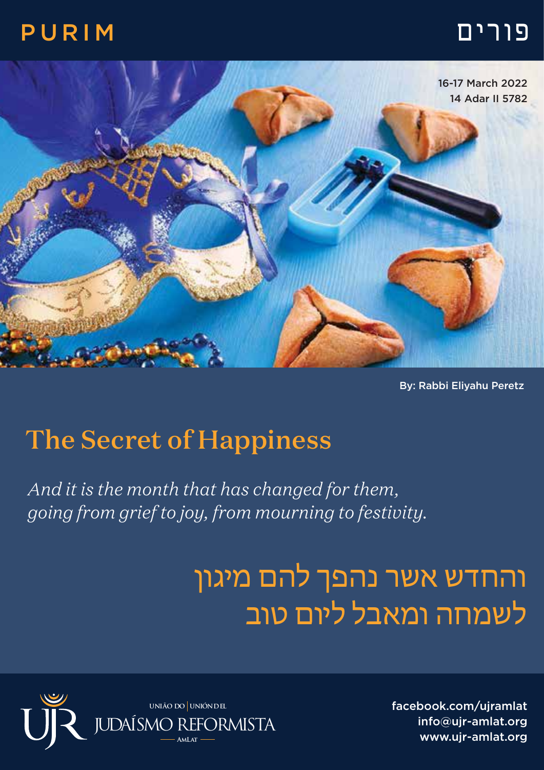# PURIM

# פורים

16-17 March 2022
14 Adar II 5782

By: Rabbi Eliyahu Peretz

## The Secret of Happiness

*And it is the month that has changed for them, going from grief to joy, from mourning to festivity.*

והחדש אשר נהפך להם מיגון
לשמחה ומאבל ליום טוב

UNIÃO DO | UNIÓN DEL
JUDAÍSMO REFORMISTA
AMLAT

facebook.com/ujramlat
info@ujr-amlat.org
www.ujr-amlat.org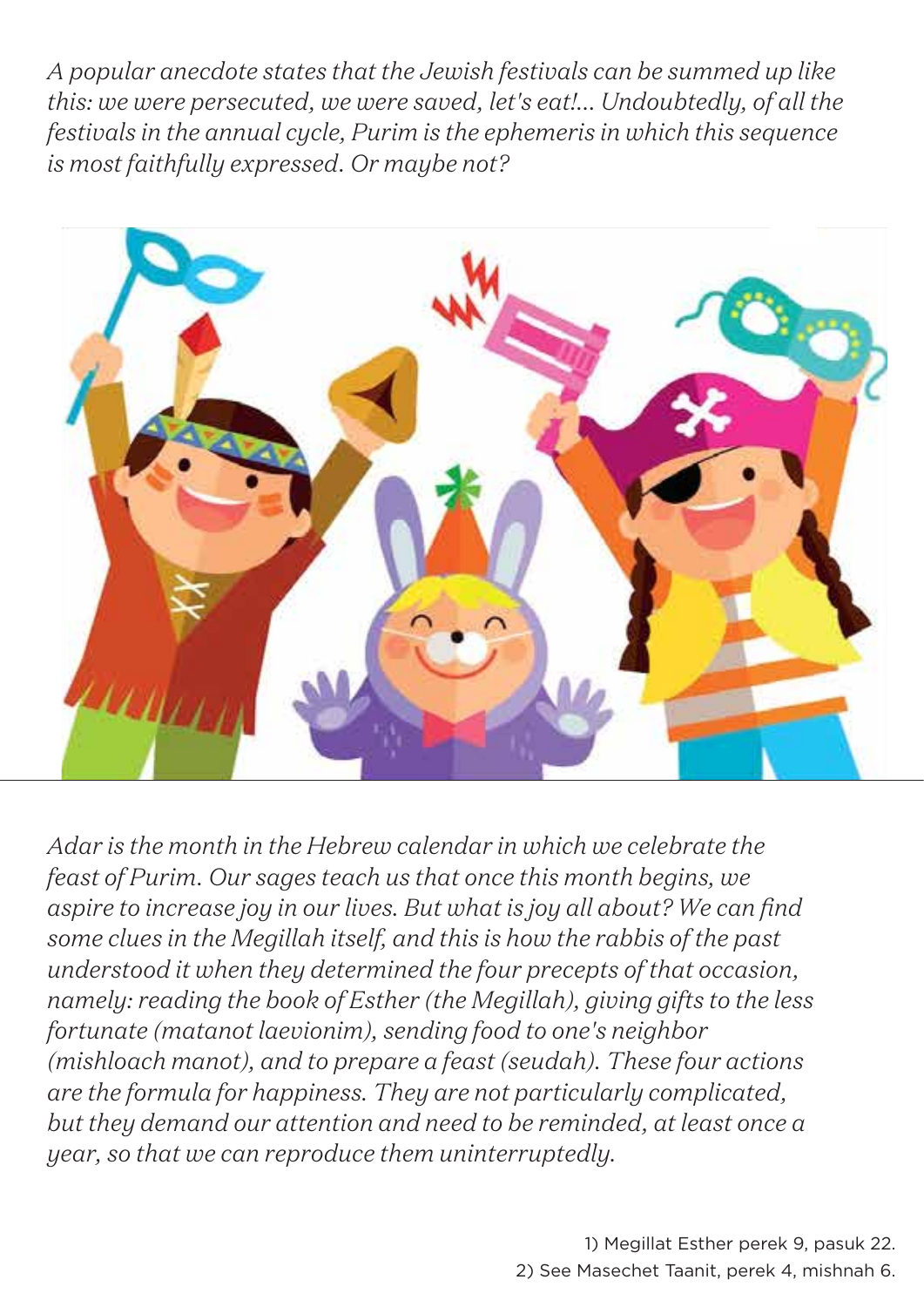*A popular anecdote states that the Jewish festivals can be summed up like this: we were persecuted, we were saved, let's eat!... Undoubtedly, of all the festivals in the annual cycle, Purim is the ephemeris in which this sequence is most faithfully expressed. Or maybe not?*

*Adar is the month in the Hebrew calendar in which we celebrate the feast of Purim. Our sages teach us that once this month begins, we aspire to increase joy in our lives. But what is joy all about? We can find some clues in the Megillah itself, and this is how the rabbis of the past understood it when they determined the four precepts of that occasion, namely: reading the book of Esther (the Megillah), giving gifts to the less fortunate (matanot laevionim), sending food to one's neighbor (mishloach manot), and to prepare a feast (seudah). These four actions are the formula for happiness. They are not particularly complicated, but they demand our attention and need to be reminded, at least once a year, so that we can reproduce them uninterruptedly.*

1) Megillat Esther perek 9, pasuk 22.
2) See Masechet Taanit, perek 4, mishnah 6.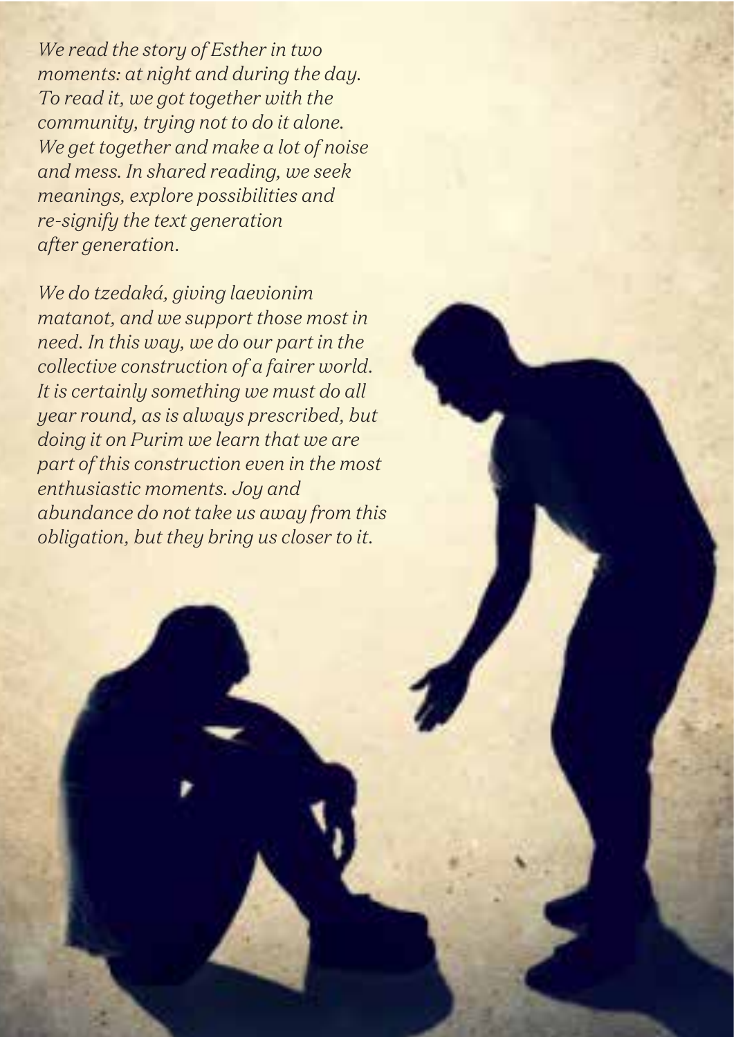*We read the story of Esther in two moments: at night and during the day. To read it, we got together with the community, trying not to do it alone. We get together and make a lot of noise and mess. In shared reading, we seek meanings, explore possibilities and re-signify the text generation after generation.*

*We do tzedaká, giving laevionim matanot, and we support those most in need. In this way, we do our part in the collective construction of a fairer world. It is certainly something we must do all year round, as is always prescribed, but doing it on Purim we learn that we are part of this construction even in the most enthusiastic moments. Joy and abundance do not take us away from this obligation, but they bring us closer to it.*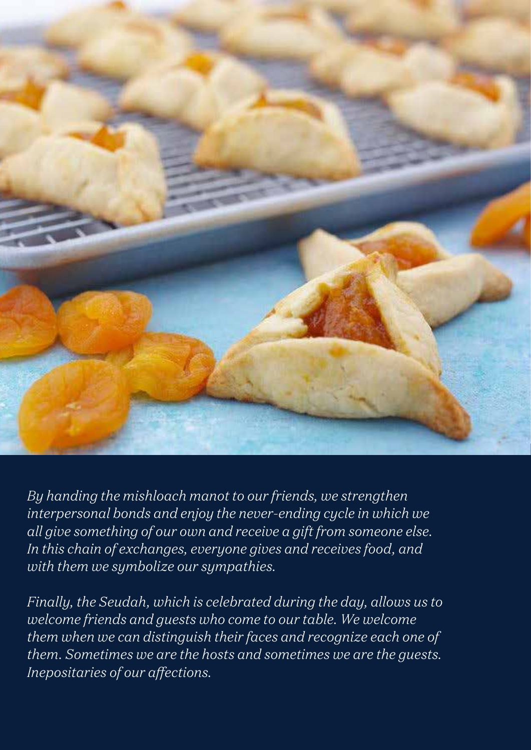*By handing the mishloach manot to our friends, we strengthen interpersonal bonds and enjoy the never-ending cycle in which we all give something of our own and receive a gift from someone else. In this chain of exchanges, everyone gives and receives food, and with them we symbolize our sympathies.*

*Finally, the Seudah, which is celebrated during the day, allows us to welcome friends and guests who come to our table. We welcome them when we can distinguish their faces and recognize each one of them. Sometimes we are the hosts and sometimes we are the guests. Inepositaries of our affections.*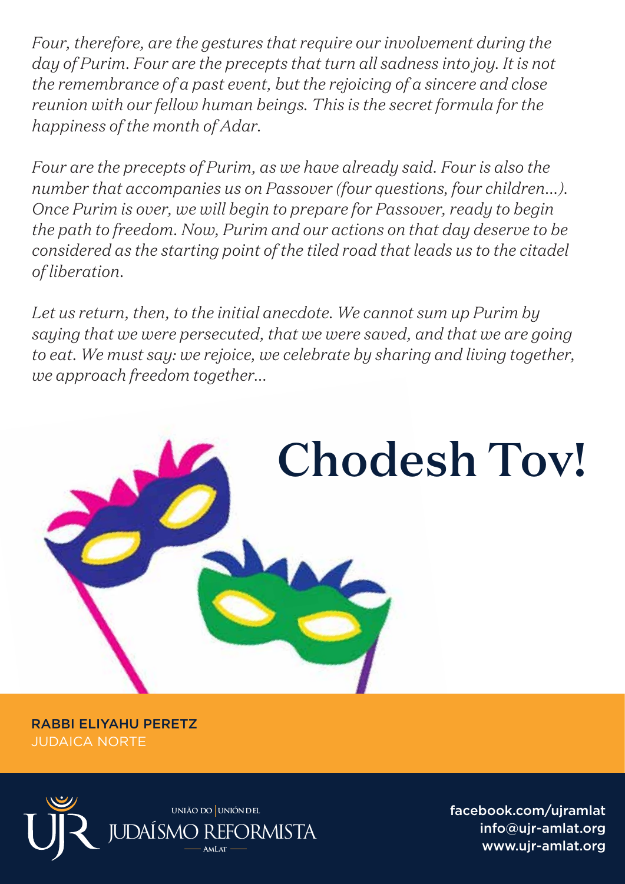*Four, therefore, are the gestures that require our involvement during the day of Purim. Four are the precepts that turn all sadness into joy. It is not the remembrance of a past event, but the rejoicing of a sincere and close reunion with our fellow human beings. This is the secret formula for the happiness of the month of Adar.*

*Four are the precepts of Purim, as we have already said. Four is also the number that accompanies us on Passover (four questions, four children...). Once Purim is over, we will begin to prepare for Passover, ready to begin the path to freedom. Now, Purim and our actions on that day deserve to be considered as the starting point of the tiled road that leads us to the citadel of liberation.*

*Let us return, then, to the initial anecdote. We cannot sum up Purim by saying that we were persecuted, that we were saved, and that we are going to eat. We must say: we rejoice, we celebrate by sharing and living together, we approach freedom together...*

# Chodesh Tov!

RABBI ELIYAHU PERETZ
JUDAICA NORTE

UNIÃO DO | UNIÓN DEL JUDAÍSMO REFORMISTA AMLAT

facebook.com/ujramlat
info@ujr-amlat.org
www.ujr-amlat.org